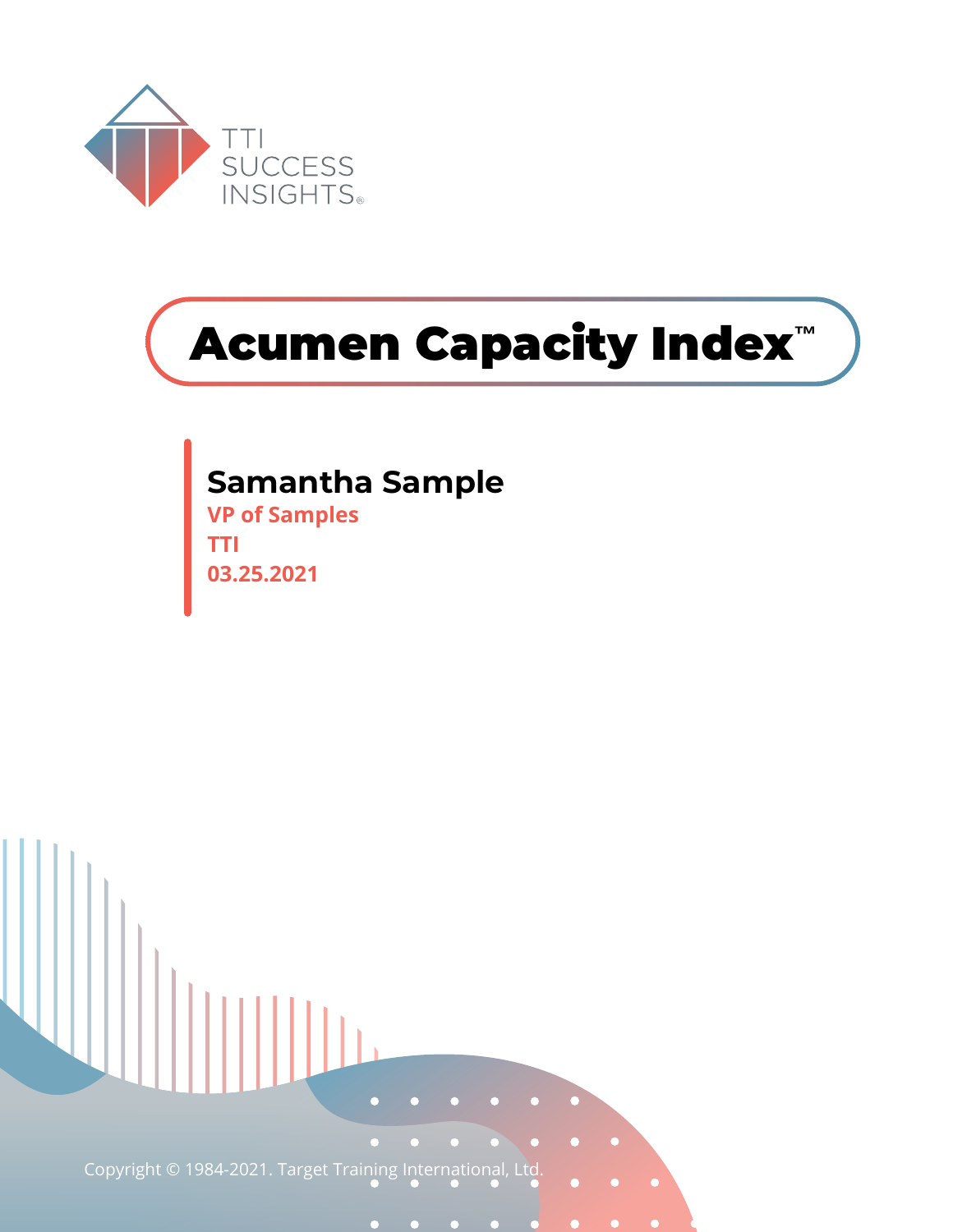TTI SUCCESS INSIGHTS®

# Acumen Capacity Index™

**Samantha Sample**

VP of Samples

TTI

03.25.2021

Copyright © 1984-2021. Target Training International, Ltd.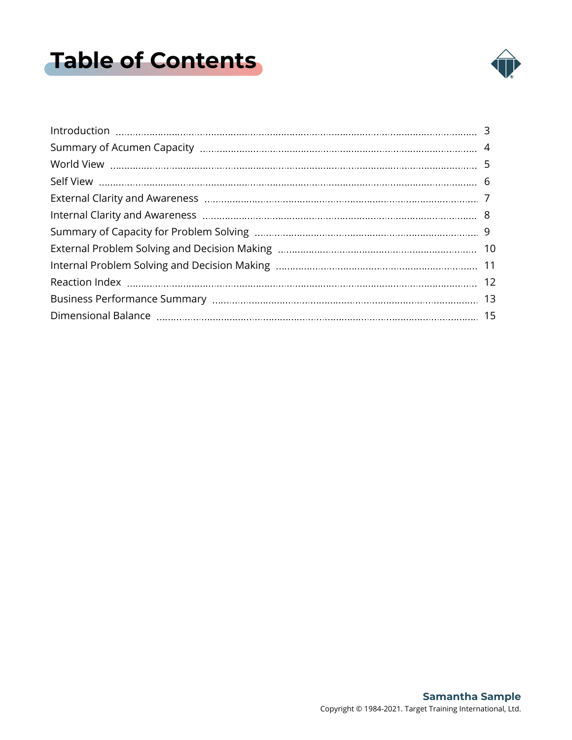# Table of Contents

| Section | Page |
|---|---|
| Introduction | 3 |
| Summary of Acumen Capacity | 4 |
| World View | 5 |
| Self View | 6 |
| External Clarity and Awareness | 7 |
| Internal Clarity and Awareness | 8 |
| Summary of Capacity for Problem Solving | 9 |
| External Problem Solving and Decision Making | 10 |
| Internal Problem Solving and Decision Making | 11 |
| Reaction Index | 12 |
| Business Performance Summary | 13 |
| Dimensional Balance | 15 |

**Samantha Sample**

Copyright © 1984-2021. Target Training International, Ltd.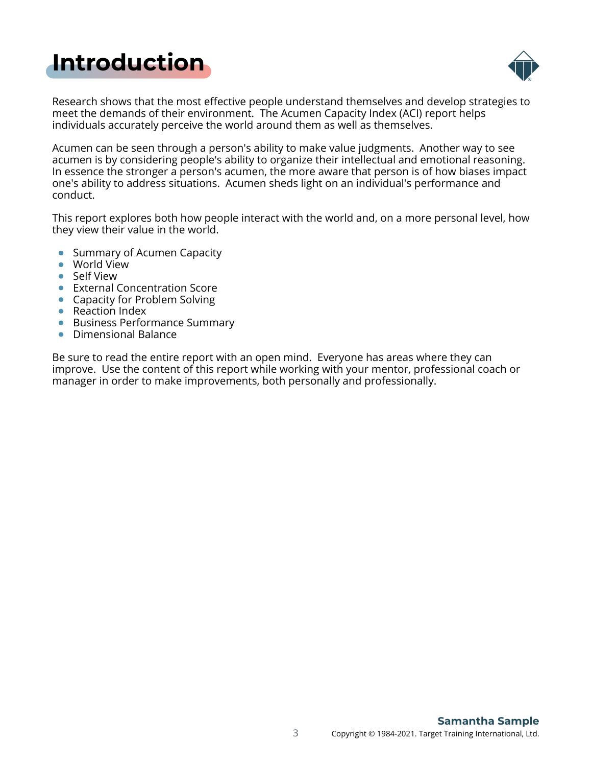# Introduction

Research shows that the most effective people understand themselves and develop strategies to meet the demands of their environment.  The Acumen Capacity Index (ACI) report helps individuals accurately perceive the world around them as well as themselves.

Acumen can be seen through a person's ability to make value judgments.  Another way to see acumen is by considering people's ability to organize their intellectual and emotional reasoning. In essence the stronger a person's acumen, the more aware that person is of how biases impact one's ability to address situations.  Acumen sheds light on an individual's performance and conduct.

This report explores both how people interact with the world and, on a more personal level, how they view their value in the world.

- Summary of Acumen Capacity
- World View
- Self View
- External Concentration Score
- Capacity for Problem Solving
- Reaction Index
- Business Performance Summary
- Dimensional Balance

Be sure to read the entire report with an open mind.  Everyone has areas where they can improve.  Use the content of this report while working with your mentor, professional coach or manager in order to make improvements, both personally and professionally.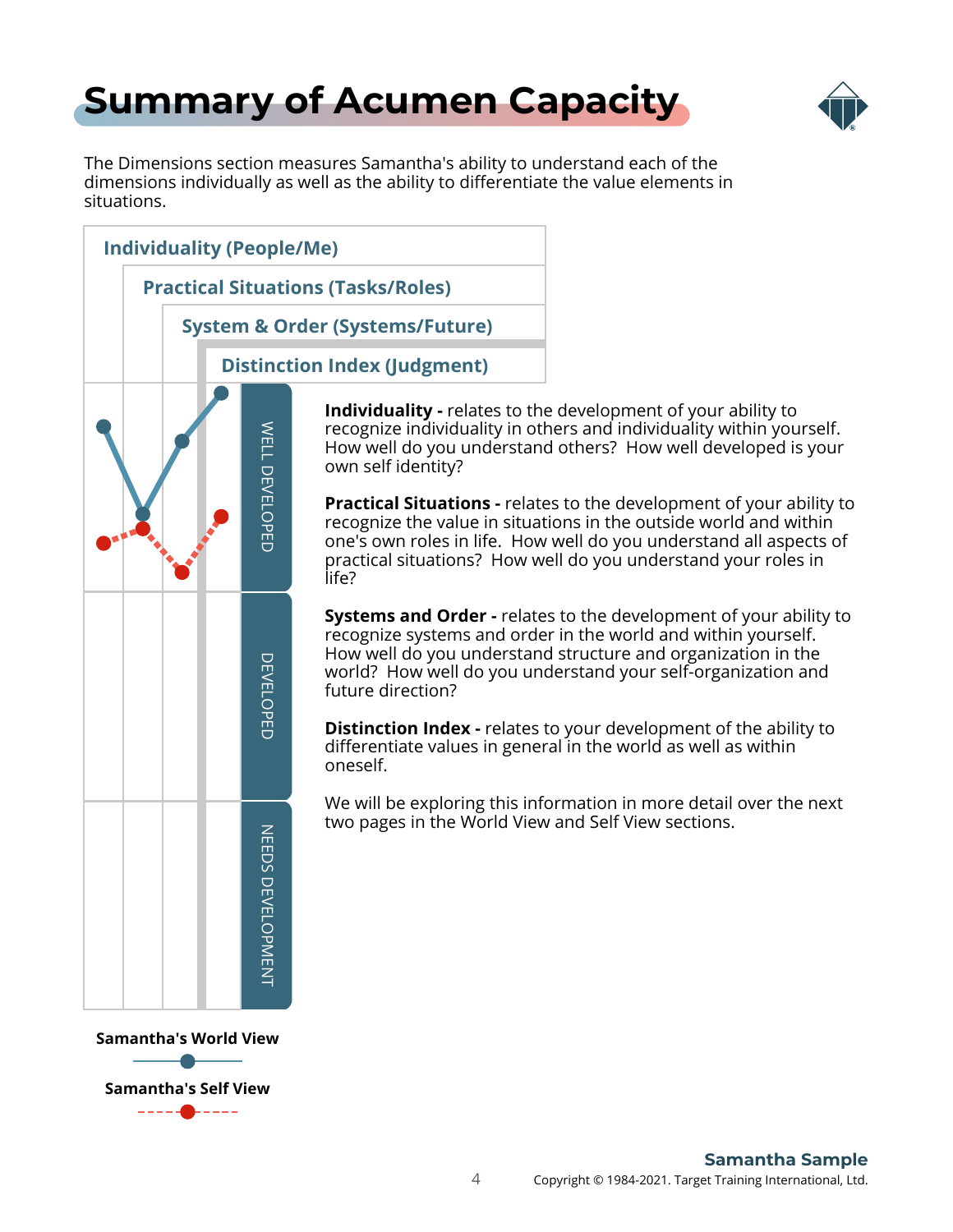# Summary of Acumen Capacity

The Dimensions section measures Samantha's ability to understand each of the dimensions individually as well as the ability to differentiate the value elements in situations.

Individuality (People/Me)

Practical Situations (Tasks/Roles)

System & Order (Systems/Future)

Distinction Index (Judgment)

WELL DEVELOPED

DEVELOPED

NEEDS DEVELOPMENT

Samantha's World View

Samantha's Self View

**Individuality -** relates to the development of your ability to recognize individuality in others and individuality within yourself. How well do you understand others? How well developed is your own self identity?

**Practical Situations -** relates to the development of your ability to recognize the value in situations in the outside world and within one's own roles in life. How well do you understand all aspects of practical situations? How well do you understand your roles in life?

**Systems and Order -** relates to the development of your ability to recognize systems and order in the world and within yourself. How well do you understand structure and organization in the world? How well do you understand your self-organization and future direction?

**Distinction Index -** relates to your development of the ability to differentiate values in general in the world as well as within oneself.

We will be exploring this information in more detail over the next two pages in the World View and Self View sections.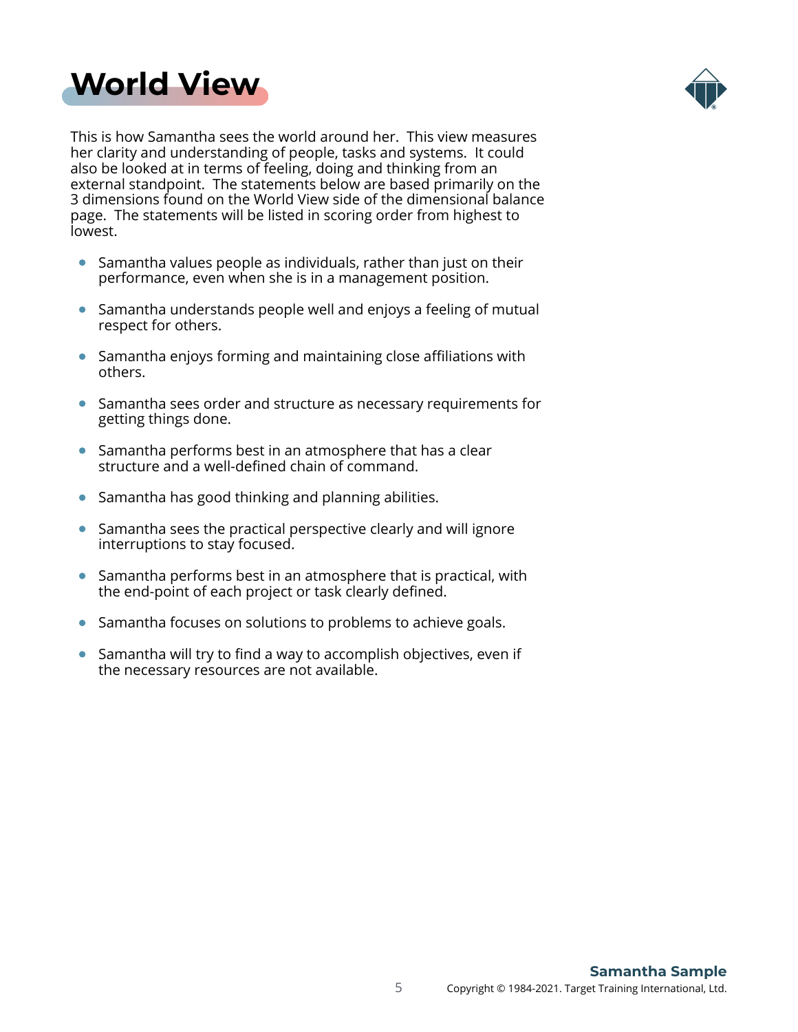# World View

This is how Samantha sees the world around her. This view measures her clarity and understanding of people, tasks and systems. It could also be looked at in terms of feeling, doing and thinking from an external standpoint. The statements below are based primarily on the 3 dimensions found on the World View side of the dimensional balance page. The statements will be listed in scoring order from highest to lowest.

- Samantha values people as individuals, rather than just on their performance, even when she is in a management position.
- Samantha understands people well and enjoys a feeling of mutual respect for others.
- Samantha enjoys forming and maintaining close affiliations with others.
- Samantha sees order and structure as necessary requirements for getting things done.
- Samantha performs best in an atmosphere that has a clear structure and a well-defined chain of command.
- Samantha has good thinking and planning abilities.
- Samantha sees the practical perspective clearly and will ignore interruptions to stay focused.
- Samantha performs best in an atmosphere that is practical, with the end-point of each project or task clearly defined.
- Samantha focuses on solutions to problems to achieve goals.
- Samantha will try to find a way to accomplish objectives, even if the necessary resources are not available.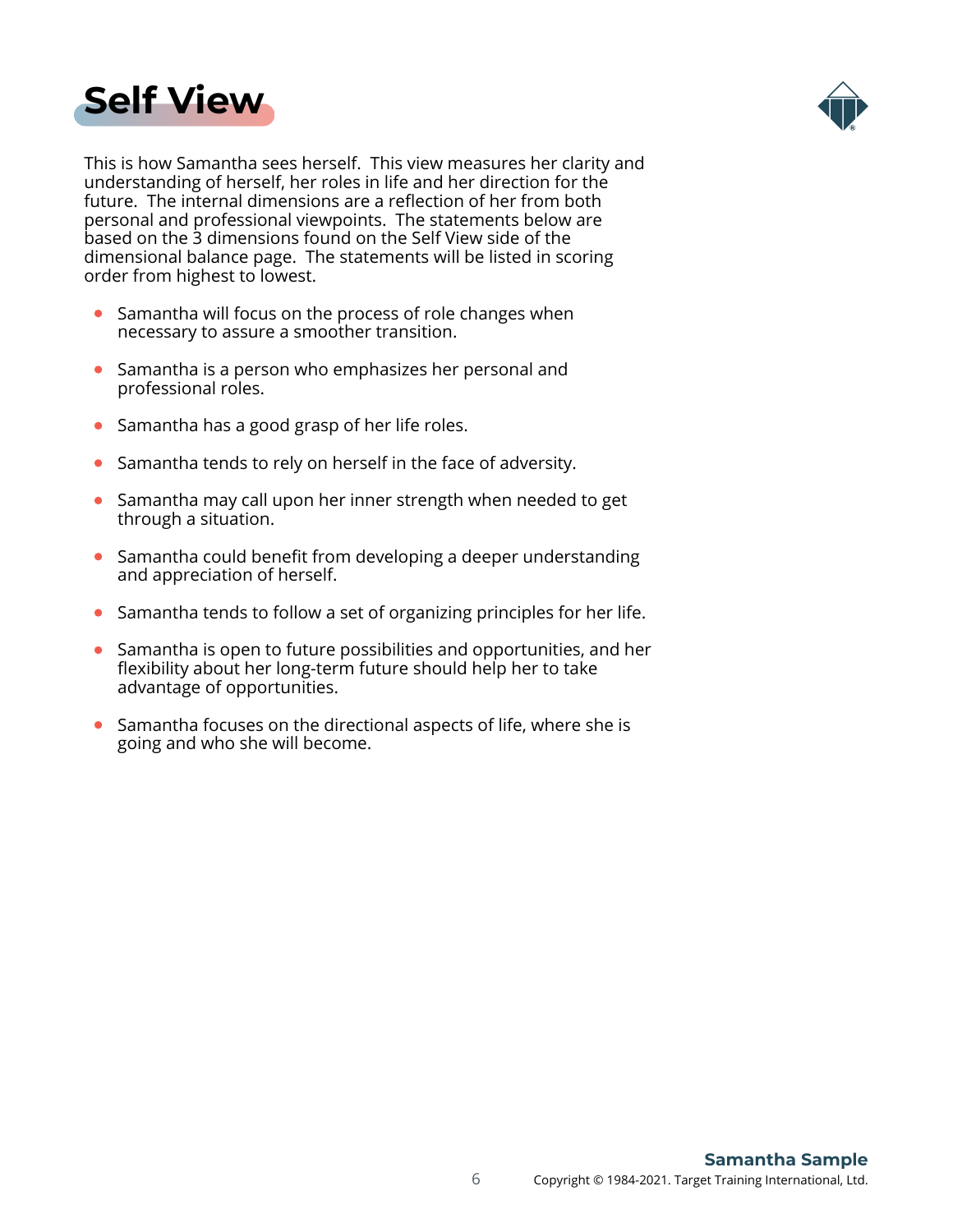# Self View

This is how Samantha sees herself. This view measures her clarity and understanding of herself, her roles in life and her direction for the future. The internal dimensions are a reflection of her from both personal and professional viewpoints. The statements below are based on the 3 dimensions found on the Self View side of the dimensional balance page. The statements will be listed in scoring order from highest to lowest.

- Samantha will focus on the process of role changes when necessary to assure a smoother transition.
- Samantha is a person who emphasizes her personal and professional roles.
- Samantha has a good grasp of her life roles.
- Samantha tends to rely on herself in the face of adversity.
- Samantha may call upon her inner strength when needed to get through a situation.
- Samantha could benefit from developing a deeper understanding and appreciation of herself.
- Samantha tends to follow a set of organizing principles for her life.
- Samantha is open to future possibilities and opportunities, and her flexibility about her long-term future should help her to take advantage of opportunities.
- Samantha focuses on the directional aspects of life, where she is going and who she will become.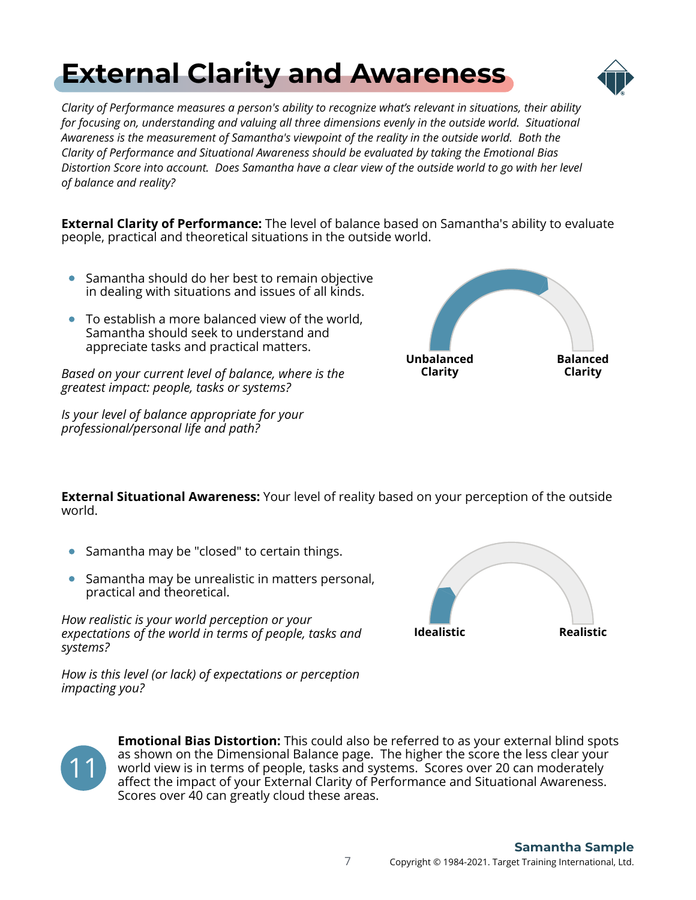# External Clarity and Awareness

*Clarity of Performance measures a person's ability to recognize what's relevant in situations, their ability for focusing on, understanding and valuing all three dimensions evenly in the outside world. Situational Awareness is the measurement of Samantha's viewpoint of the reality in the outside world. Both the Clarity of Performance and Situational Awareness should be evaluated by taking the Emotional Bias Distortion Score into account. Does Samantha have a clear view of the outside world to go with her level of balance and reality?*

**External Clarity of Performance:** The level of balance based on Samantha's ability to evaluate people, practical and theoretical situations in the outside world.

- Samantha should do her best to remain objective in dealing with situations and issues of all kinds.
- To establish a more balanced view of the world, Samantha should seek to understand and appreciate tasks and practical matters.

Unbalanced Clarity — Balanced Clarity

*Based on your current level of balance, where is the greatest impact: people, tasks or systems?*

*Is your level of balance appropriate for your professional/personal life and path?*

**External Situational Awareness:** Your level of reality based on your perception of the outside world.

- Samantha may be "closed" to certain things.
- Samantha may be unrealistic in matters personal, practical and theoretical.

Idealistic — Realistic

*How realistic is your world perception or your expectations of the world in terms of people, tasks and systems?*

*How is this level (or lack) of expectations or perception impacting you?*

11

**Emotional Bias Distortion:** This could also be referred to as your external blind spots as shown on the Dimensional Balance page. The higher the score the less clear your world view is in terms of people, tasks and systems. Scores over 20 can moderately affect the impact of your External Clarity of Performance and Situational Awareness. Scores over 40 can greatly cloud these areas.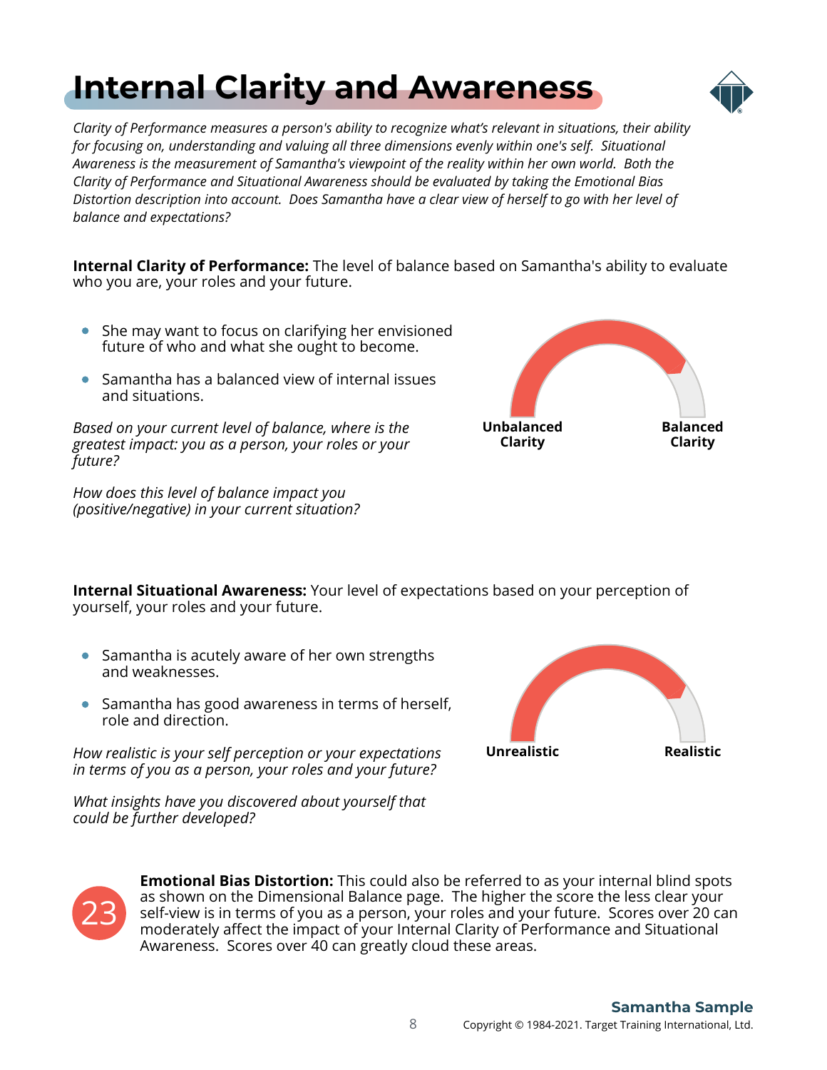# Internal Clarity and Awareness

*Clarity of Performance measures a person's ability to recognize what's relevant in situations, their ability for focusing on, understanding and valuing all three dimensions evenly within one's self. Situational Awareness is the measurement of Samantha's viewpoint of the reality within her own world. Both the Clarity of Performance and Situational Awareness should be evaluated by taking the Emotional Bias Distortion description into account. Does Samantha have a clear view of herself to go with her level of balance and expectations?*

**Internal Clarity of Performance:** The level of balance based on Samantha's ability to evaluate who you are, your roles and your future.

- She may want to focus on clarifying her envisioned future of who and what she ought to become.
- Samantha has a balanced view of internal issues and situations.

*Based on your current level of balance, where is the greatest impact: you as a person, your roles or your future?*

*How does this level of balance impact you (positive/negative) in your current situation?*

Unbalanced Clarity | Balanced Clarity

**Internal Situational Awareness:** Your level of expectations based on your perception of yourself, your roles and your future.

- Samantha is acutely aware of her own strengths and weaknesses.
- Samantha has good awareness in terms of herself, role and direction.

*How realistic is your self perception or your expectations in terms of you as a person, your roles and your future?*

*What insights have you discovered about yourself that could be further developed?*

Unrealistic | Realistic

**23**

**Emotional Bias Distortion:** This could also be referred to as your internal blind spots as shown on the Dimensional Balance page. The higher the score the less clear your self-view is in terms of you as a person, your roles and your future. Scores over 20 can moderately affect the impact of your Internal Clarity of Performance and Situational Awareness. Scores over 40 can greatly cloud these areas.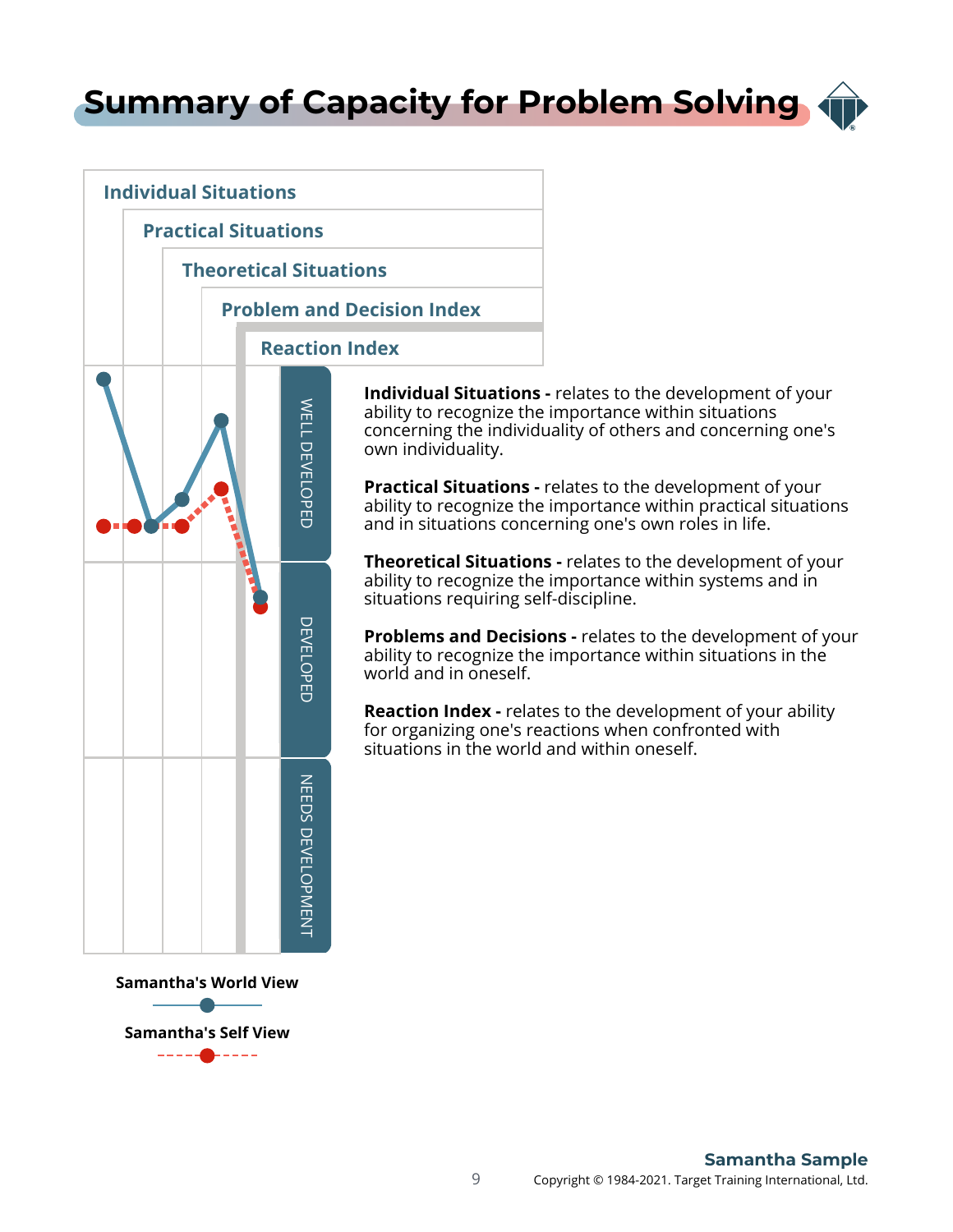# Summary of Capacity for Problem Solving

Individual Situations

Practical Situations

Theoretical Situations

Problem and Decision Index

Reaction Index

WELL DEVELOPED

DEVELOPED

NEEDS DEVELOPMENT

Samantha's World View

Samantha's Self View

**Individual Situations -** relates to the development of your ability to recognize the importance within situations concerning the individuality of others and concerning one's own individuality.

**Practical Situations -** relates to the development of your ability to recognize the importance within practical situations and in situations concerning one's own roles in life.

**Theoretical Situations -** relates to the development of your ability to recognize the importance within systems and in situations requiring self-discipline.

**Problems and Decisions -** relates to the development of your ability to recognize the importance within situations in the world and in oneself.

**Reaction Index -** relates to the development of your ability for organizing one's reactions when confronted with situations in the world and within oneself.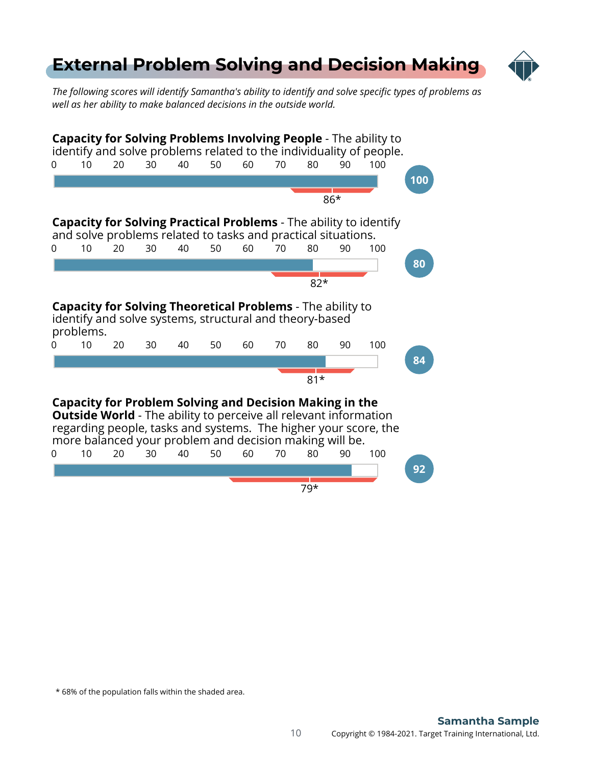# External Problem Solving and Decision Making

*The following scores will identify Samantha's ability to identify and solve specific types of problems as well as her ability to make balanced decisions in the outside world.*

**Capacity for Solving Problems Involving People** - The ability to identify and solve problems related to the individuality of people.

0 10 20 30 40 50 60 70 80 90 100

**100**

86*

**Capacity for Solving Practical Problems** - The ability to identify and solve problems related to tasks and practical situations.

0 10 20 30 40 50 60 70 80 90 100

**80**

82*

**Capacity for Solving Theoretical Problems** - The ability to identify and solve systems, structural and theory-based problems.

0 10 20 30 40 50 60 70 80 90 100

**84**

81*

**Capacity for Problem Solving and Decision Making in the Outside World** - The ability to perceive all relevant information regarding people, tasks and systems. The higher your score, the more balanced your problem and decision making will be.

0 10 20 30 40 50 60 70 80 90 100

**92**

79*

* 68% of the population falls within the shaded area.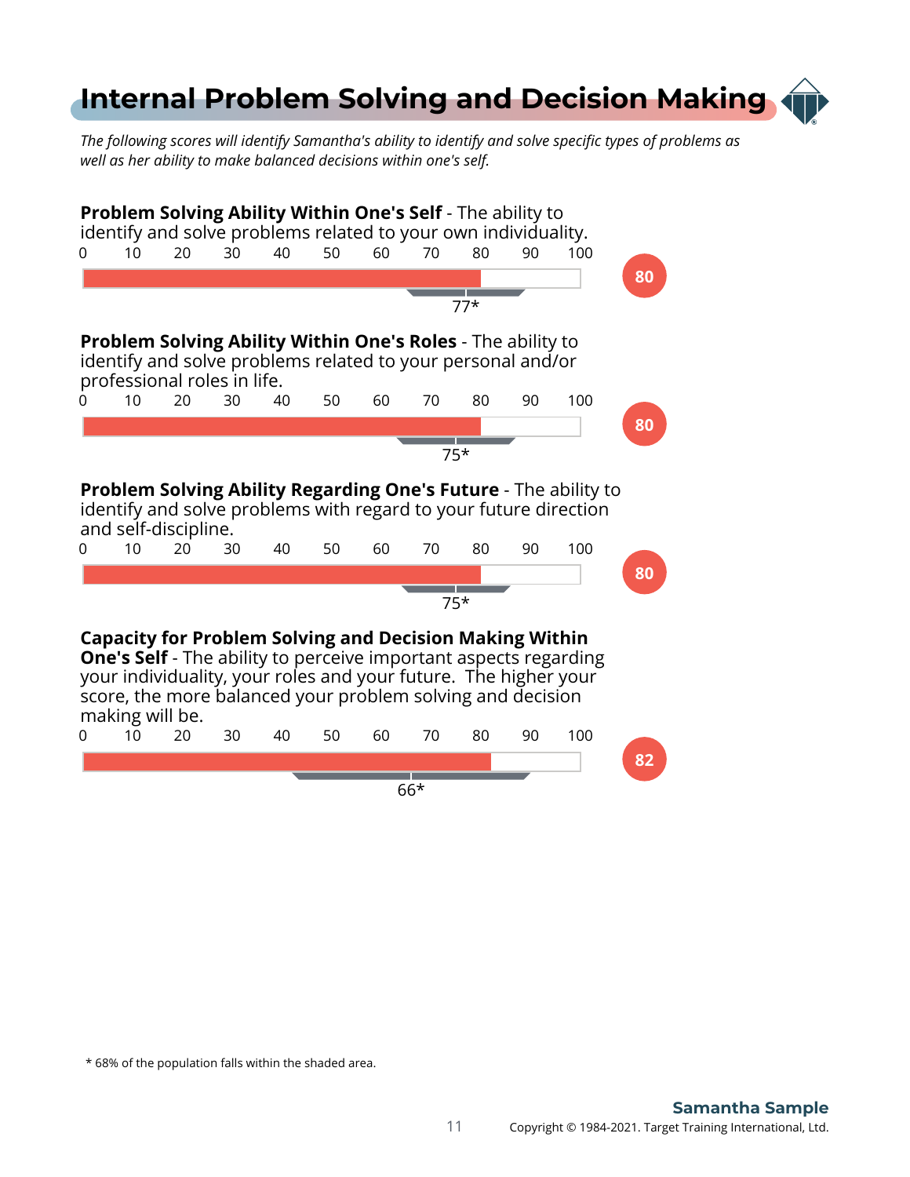# Internal Problem Solving and Decision Making

*The following scores will identify Samantha's ability to identify and solve specific types of problems as well as her ability to make balanced decisions within one's self.*

**Problem Solving Ability Within One's Self** - The ability to identify and solve problems related to your own individuality.

0 10 20 30 40 50 60 70 80 90 100

**80**

77*

**Problem Solving Ability Within One's Roles** - The ability to identify and solve problems related to your personal and/or professional roles in life.

0 10 20 30 40 50 60 70 80 90 100

**80**

75*

**Problem Solving Ability Regarding One's Future** - The ability to identify and solve problems with regard to your future direction and self-discipline.

0 10 20 30 40 50 60 70 80 90 100

**80**

75*

**Capacity for Problem Solving and Decision Making Within One's Self** - The ability to perceive important aspects regarding your individuality, your roles and your future. The higher your score, the more balanced your problem solving and decision making will be.

0 10 20 30 40 50 60 70 80 90 100

**82**

66*

\* 68% of the population falls within the shaded area.

**Samantha Sample**

Copyright © 1984-2021. Target Training International, Ltd.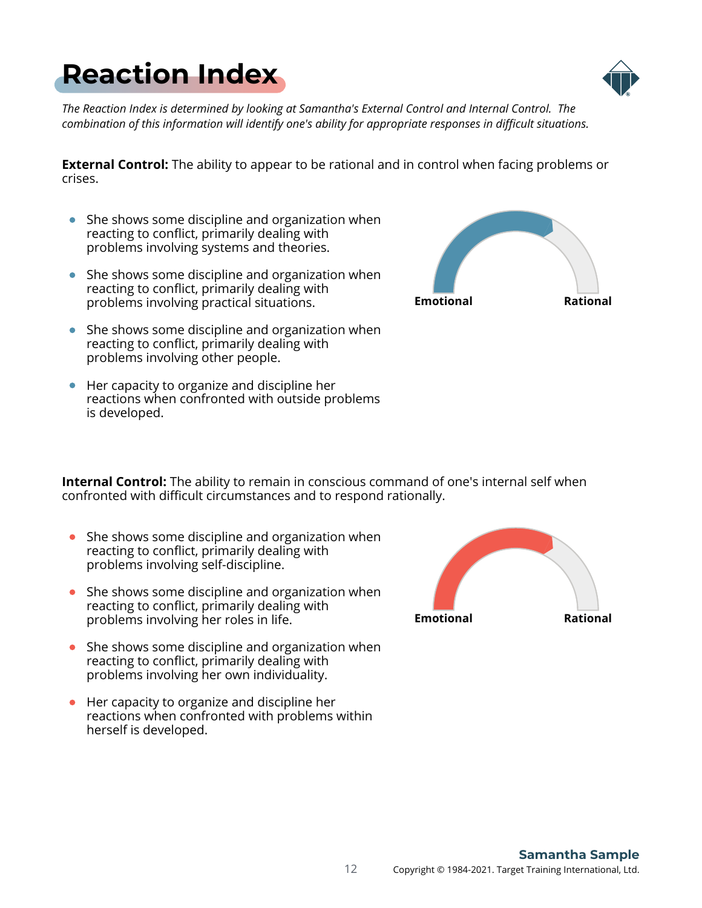# Reaction Index

*The Reaction Index is determined by looking at Samantha's External Control and Internal Control. The combination of this information will identify one's ability for appropriate responses in difficult situations.*

**External Control:** The ability to appear to be rational and in control when facing problems or crises.

- She shows some discipline and organization when reacting to conflict, primarily dealing with problems involving systems and theories.
- She shows some discipline and organization when reacting to conflict, primarily dealing with problems involving practical situations.
- She shows some discipline and organization when reacting to conflict, primarily dealing with problems involving other people.
- Her capacity to organize and discipline her reactions when confronted with outside problems is developed.

Emotional Rational

**Internal Control:** The ability to remain in conscious command of one's internal self when confronted with difficult circumstances and to respond rationally.

- She shows some discipline and organization when reacting to conflict, primarily dealing with problems involving self-discipline.
- She shows some discipline and organization when reacting to conflict, primarily dealing with problems involving her roles in life.
- She shows some discipline and organization when reacting to conflict, primarily dealing with problems involving her own individuality.
- Her capacity to organize and discipline her reactions when confronted with problems within herself is developed.

Emotional Rational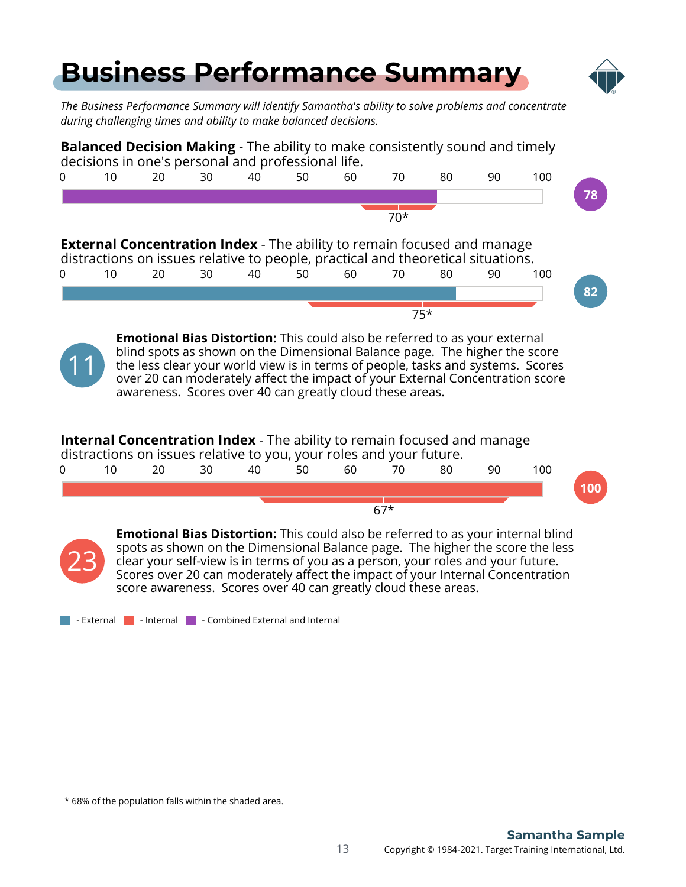# Business Performance Summary

*The Business Performance Summary will identify Samantha's ability to solve problems and concentrate during challenging times and ability to make balanced decisions.*

**Balanced Decision Making** - The ability to make consistently sound and timely decisions in one's personal and professional life.

0 10 20 30 40 50 60 70 80 90 100

70*

**78**

**External Concentration Index** - The ability to remain focused and manage distractions on issues relative to people, practical and theoretical situations.

0 10 20 30 40 50 60 70 80 90 100

75*

**82**

11

**Emotional Bias Distortion:** This could also be referred to as your external blind spots as shown on the Dimensional Balance page. The higher the score the less clear your world view is in terms of people, tasks and systems. Scores over 20 can moderately affect the impact of your External Concentration score awareness. Scores over 40 can greatly cloud these areas.

**Internal Concentration Index** - The ability to remain focused and manage distractions on issues relative to you, your roles and your future.

0 10 20 30 40 50 60 70 80 90 100

67*

**100**

23

**Emotional Bias Distortion:** This could also be referred to as your internal blind spots as shown on the Dimensional Balance page. The higher the score the less clear your self-view is in terms of you as a person, your roles and your future. Scores over 20 can moderately affect the impact of your Internal Concentration score awareness. Scores over 40 can greatly cloud these areas.

- External - Internal - Combined External and Internal

* 68% of the population falls within the shaded area.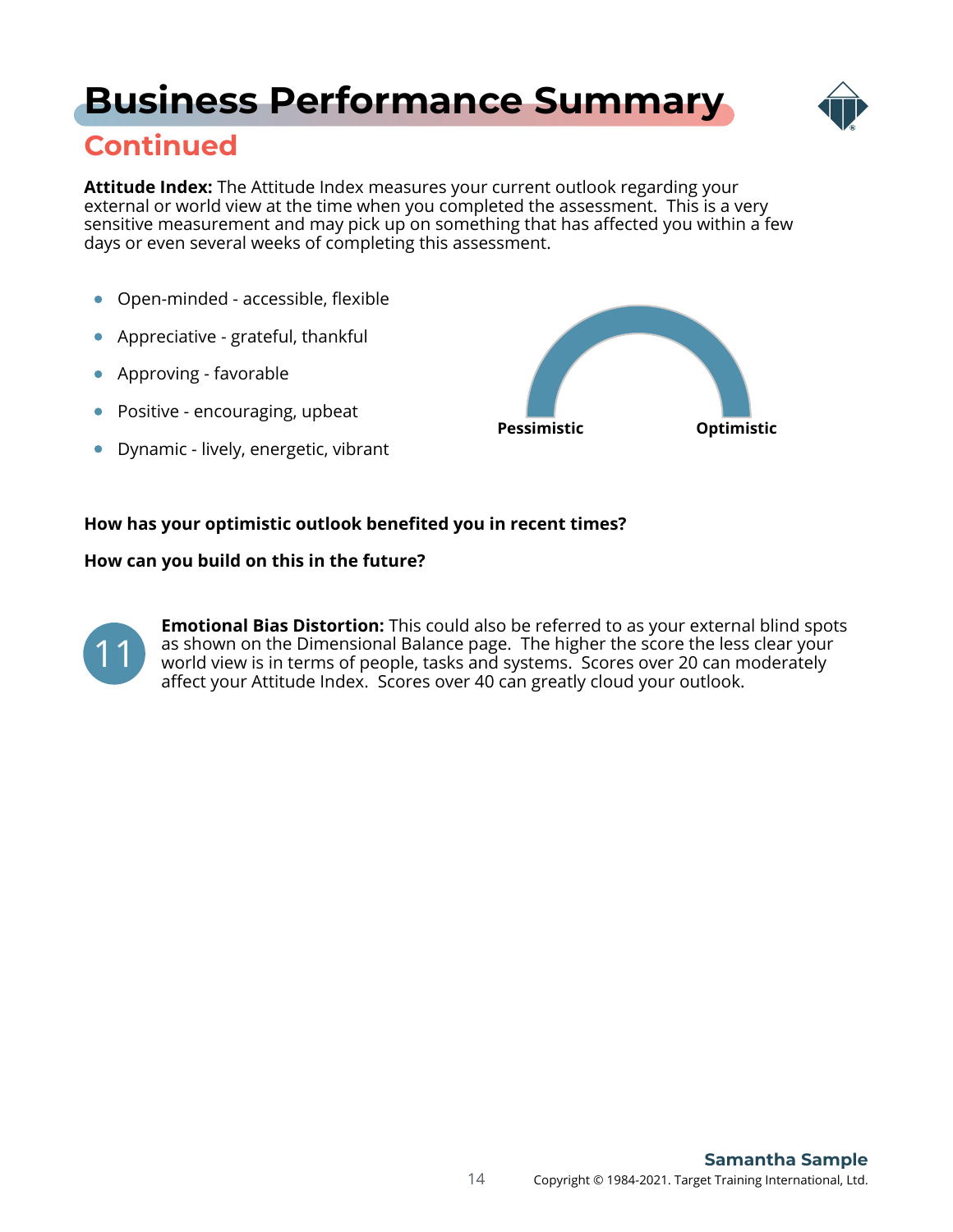# Business Performance Summary

## Continued

**Attitude Index:** The Attitude Index measures your current outlook regarding your external or world view at the time when you completed the assessment. This is a very sensitive measurement and may pick up on something that has affected you within a few days or even several weeks of completing this assessment.

- Open-minded - accessible, flexible
- Appreciative - grateful, thankful
- Approving - favorable
- Positive - encouraging, upbeat
- Dynamic - lively, energetic, vibrant

**Pessimistic** **Optimistic**

**How has your optimistic outlook benefited you in recent times?**

**How can you build on this in the future?**

11

**Emotional Bias Distortion:** This could also be referred to as your external blind spots as shown on the Dimensional Balance page. The higher the score the less clear your world view is in terms of people, tasks and systems. Scores over 20 can moderately affect your Attitude Index. Scores over 40 can greatly cloud your outlook.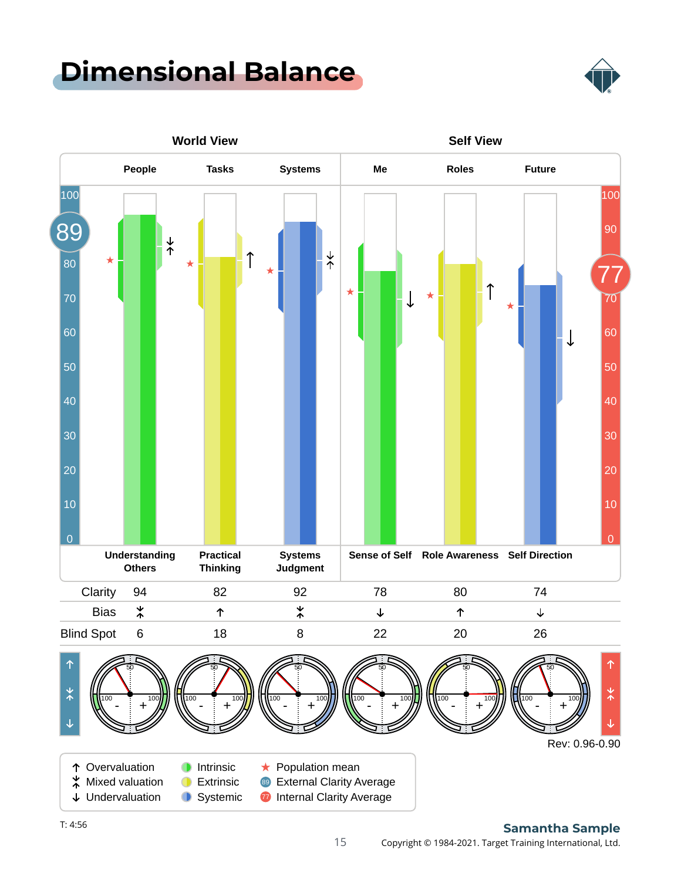# Dimensional Balance

World View

Self View

People

Tasks

Systems

Me

Roles

Future

100 90 80 70 60 50 40 30 20 10 0

89

77

Understanding Others

Practical Thinking

Systems Judgment

Sense of Self

Role Awareness

Self Direction

| | Understanding Others | Practical Thinking | Systems Judgment | Sense of Self | Role Awareness | Self Direction |
|---|---|---|---|---|---|---|
| Clarity | 94 | 82 | 92 | 78 | 80 | 74 |
| Bias | ⤈ | ↑ | ⤈ | ↓ | ↑ | ↓ |
| Blind Spot | 6 | 18 | 8 | 22 | 20 | 26 |

Rev: 0.96-0.90

↑ Overvaluation
⤈ Mixed valuation
↓ Undervaluation

Intrinsic
Extrinsic
Systemic

★ Population mean
89 External Clarity Average
77 Internal Clarity Average

T: 4:56

**Samantha Sample**

Copyright © 1984-2021. Target Training International, Ltd.